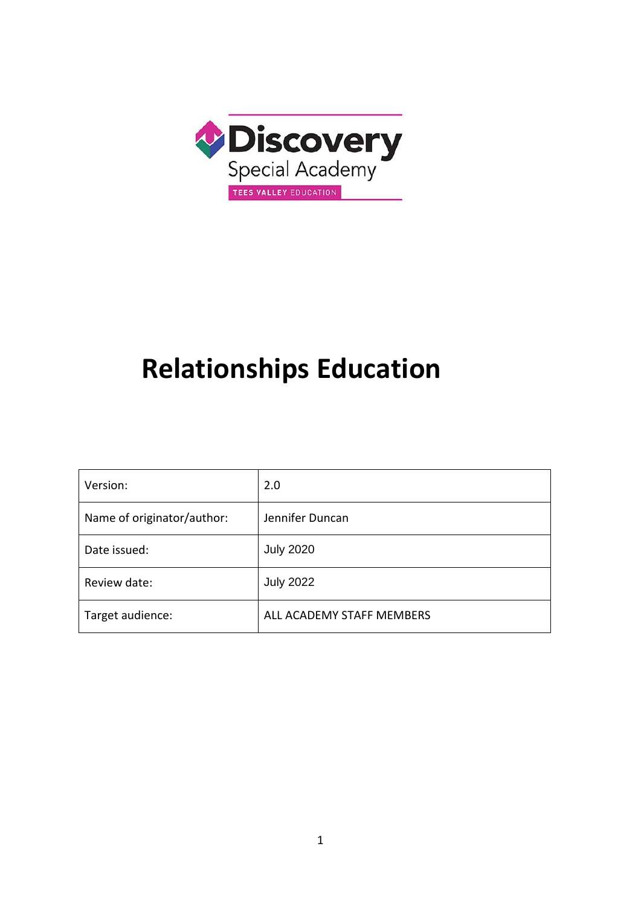Discovery Special Academy

TEES VALLEY EDUCATION

# Relationships Education

| Version: | 2.0 |
|---|---|
| Name of originator/author: | Jennifer Duncan |
| Date issued: | July 2020 |
| Review date: | July 2022 |
| Target audience: | ALL ACADEMY STAFF MEMBERS |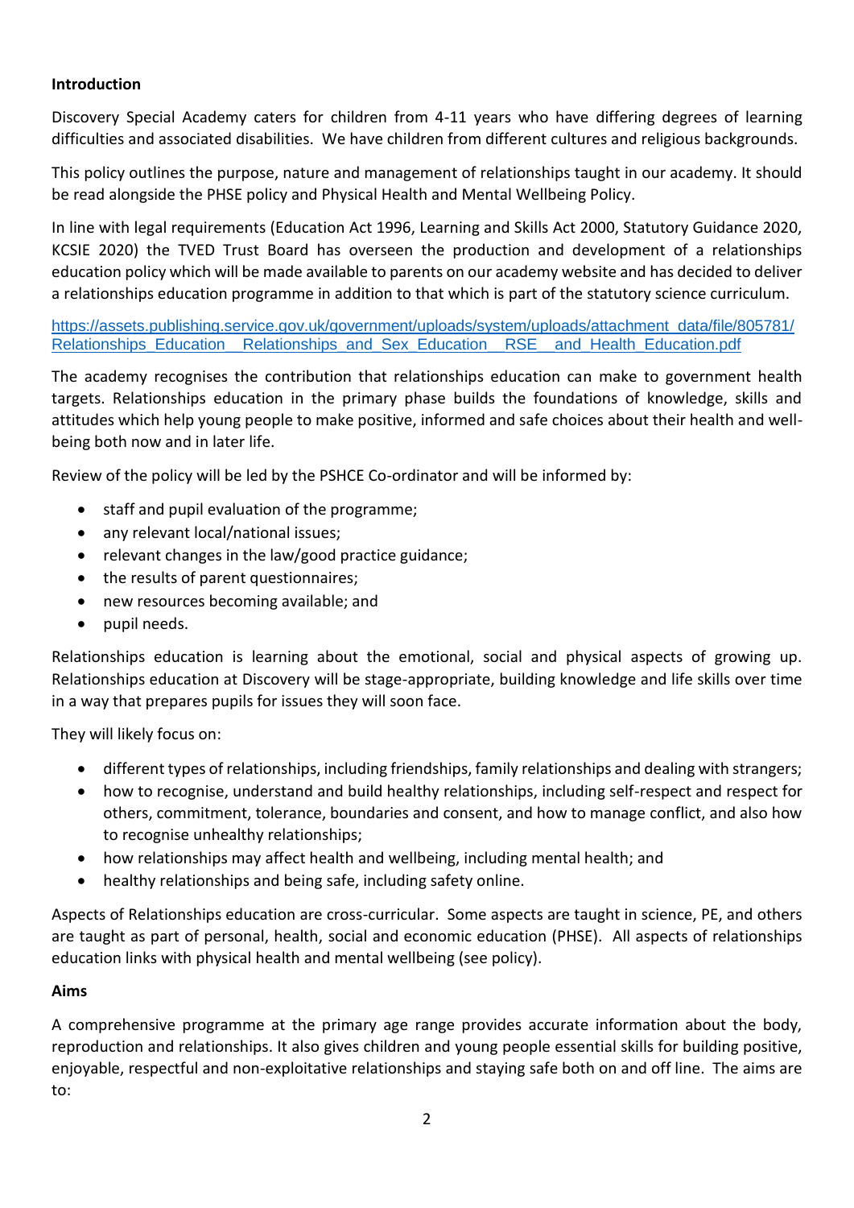**Introduction**

Discovery Special Academy caters for children from 4-11 years who have differing degrees of learning difficulties and associated disabilities. We have children from different cultures and religious backgrounds.

This policy outlines the purpose, nature and management of relationships taught in our academy. It should be read alongside the PHSE policy and Physical Health and Mental Wellbeing Policy.

In line with legal requirements (Education Act 1996, Learning and Skills Act 2000, Statutory Guidance 2020, KCSIE 2020) the TVED Trust Board has overseen the production and development of a relationships education policy which will be made available to parents on our academy website and has decided to deliver a relationships education programme in addition to that which is part of the statutory science curriculum.

https://assets.publishing.service.gov.uk/government/uploads/system/uploads/attachment_data/file/805781/Relationships_Education__Relationships_and_Sex_Education__RSE__and_Health_Education.pdf

The academy recognises the contribution that relationships education can make to government health targets. Relationships education in the primary phase builds the foundations of knowledge, skills and attitudes which help young people to make positive, informed and safe choices about their health and well-being both now and in later life.

Review of the policy will be led by the PSHCE Co-ordinator and will be informed by:

- staff and pupil evaluation of the programme;
- any relevant local/national issues;
- relevant changes in the law/good practice guidance;
- the results of parent questionnaires;
- new resources becoming available; and
- pupil needs.

Relationships education is learning about the emotional, social and physical aspects of growing up. Relationships education at Discovery will be stage-appropriate, building knowledge and life skills over time in a way that prepares pupils for issues they will soon face.

They will likely focus on:

- different types of relationships, including friendships, family relationships and dealing with strangers;
- how to recognise, understand and build healthy relationships, including self-respect and respect for others, commitment, tolerance, boundaries and consent, and how to manage conflict, and also how to recognise unhealthy relationships;
- how relationships may affect health and wellbeing, including mental health; and
- healthy relationships and being safe, including safety online.

Aspects of Relationships education are cross-curricular. Some aspects are taught in science, PE, and others are taught as part of personal, health, social and economic education (PHSE). All aspects of relationships education links with physical health and mental wellbeing (see policy).

**Aims**

A comprehensive programme at the primary age range provides accurate information about the body, reproduction and relationships. It also gives children and young people essential skills for building positive, enjoyable, respectful and non-exploitative relationships and staying safe both on and off line. The aims are to: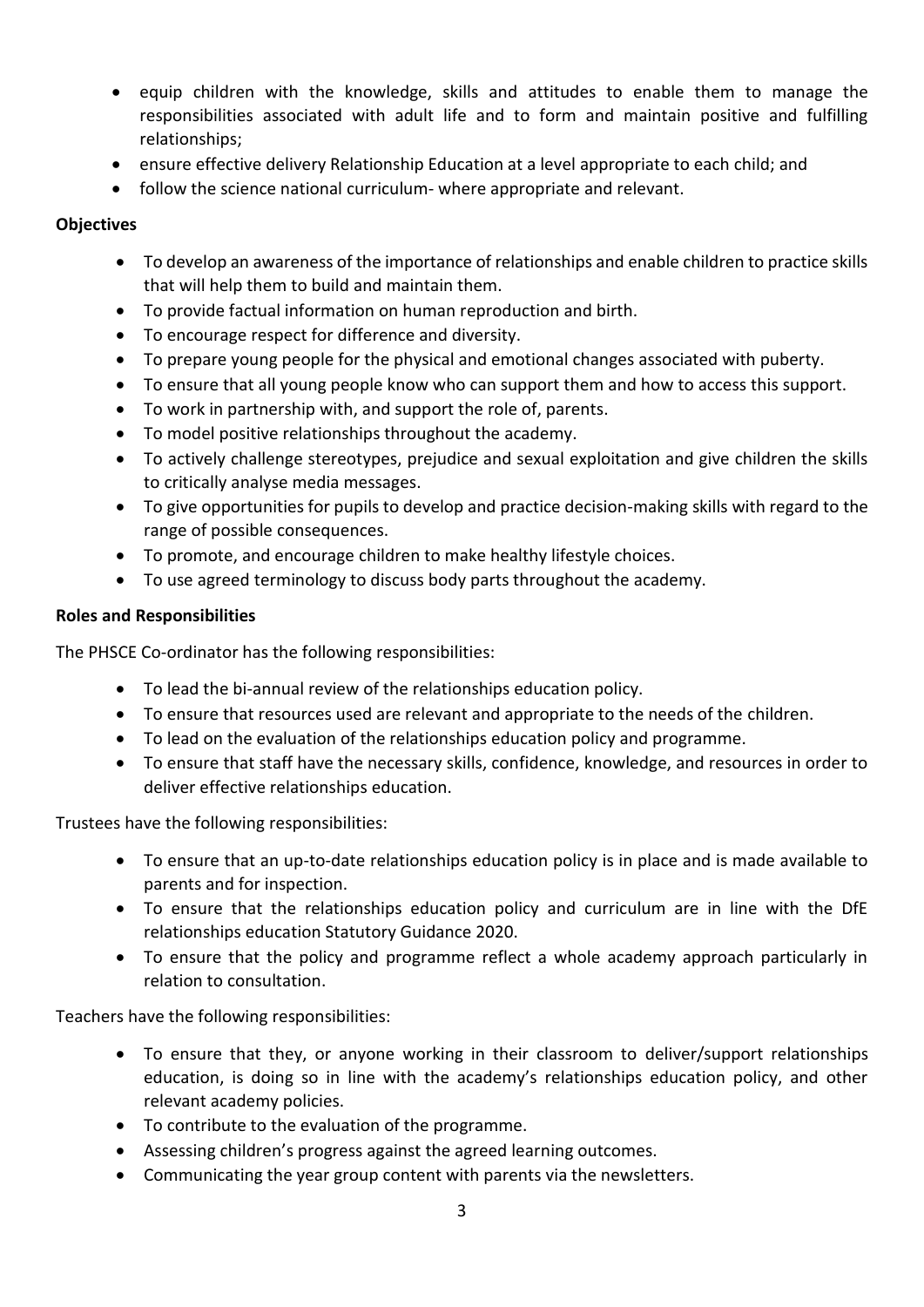- equip children with the knowledge, skills and attitudes to enable them to manage the responsibilities associated with adult life and to form and maintain positive and fulfilling relationships;
- ensure effective delivery Relationship Education at a level appropriate to each child; and
- follow the science national curriculum- where appropriate and relevant.

**Objectives**

- To develop an awareness of the importance of relationships and enable children to practice skills that will help them to build and maintain them.
- To provide factual information on human reproduction and birth.
- To encourage respect for difference and diversity.
- To prepare young people for the physical and emotional changes associated with puberty.
- To ensure that all young people know who can support them and how to access this support.
- To work in partnership with, and support the role of, parents.
- To model positive relationships throughout the academy.
- To actively challenge stereotypes, prejudice and sexual exploitation and give children the skills to critically analyse media messages.
- To give opportunities for pupils to develop and practice decision-making skills with regard to the range of possible consequences.
- To promote, and encourage children to make healthy lifestyle choices.
- To use agreed terminology to discuss body parts throughout the academy.

**Roles and Responsibilities**

The PHSCE Co-ordinator has the following responsibilities:

- To lead the bi-annual review of the relationships education policy.
- To ensure that resources used are relevant and appropriate to the needs of the children.
- To lead on the evaluation of the relationships education policy and programme.
- To ensure that staff have the necessary skills, confidence, knowledge, and resources in order to deliver effective relationships education.

Trustees have the following responsibilities:

- To ensure that an up-to-date relationships education policy is in place and is made available to parents and for inspection.
- To ensure that the relationships education policy and curriculum are in line with the DfE relationships education Statutory Guidance 2020.
- To ensure that the policy and programme reflect a whole academy approach particularly in relation to consultation.

Teachers have the following responsibilities:

- To ensure that they, or anyone working in their classroom to deliver/support relationships education, is doing so in line with the academy's relationships education policy, and other relevant academy policies.
- To contribute to the evaluation of the programme.
- Assessing children's progress against the agreed learning outcomes.
- Communicating the year group content with parents via the newsletters.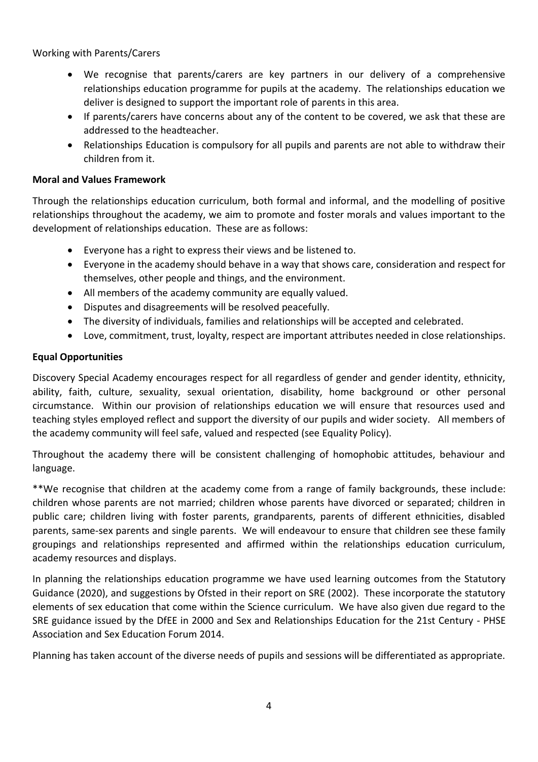Working with Parents/Carers

- We recognise that parents/carers are key partners in our delivery of a comprehensive relationships education programme for pupils at the academy. The relationships education we deliver is designed to support the important role of parents in this area.
- If parents/carers have concerns about any of the content to be covered, we ask that these are addressed to the headteacher.
- Relationships Education is compulsory for all pupils and parents are not able to withdraw their children from it.

**Moral and Values Framework**

Through the relationships education curriculum, both formal and informal, and the modelling of positive relationships throughout the academy, we aim to promote and foster morals and values important to the development of relationships education. These are as follows:

- Everyone has a right to express their views and be listened to.
- Everyone in the academy should behave in a way that shows care, consideration and respect for themselves, other people and things, and the environment.
- All members of the academy community are equally valued.
- Disputes and disagreements will be resolved peacefully.
- The diversity of individuals, families and relationships will be accepted and celebrated.
- Love, commitment, trust, loyalty, respect are important attributes needed in close relationships.

**Equal Opportunities**

Discovery Special Academy encourages respect for all regardless of gender and gender identity, ethnicity, ability, faith, culture, sexuality, sexual orientation, disability, home background or other personal circumstance. Within our provision of relationships education we will ensure that resources used and teaching styles employed reflect and support the diversity of our pupils and wider society. All members of the academy community will feel safe, valued and respected (see Equality Policy).

Throughout the academy there will be consistent challenging of homophobic attitudes, behaviour and language.

**We recognise that children at the academy come from a range of family backgrounds, these include: children whose parents are not married; children whose parents have divorced or separated; children in public care; children living with foster parents, grandparents, parents of different ethnicities, disabled parents, same-sex parents and single parents. We will endeavour to ensure that children see these family groupings and relationships represented and affirmed within the relationships education curriculum, academy resources and displays.

In planning the relationships education programme we have used learning outcomes from the Statutory Guidance (2020), and suggestions by Ofsted in their report on SRE (2002). These incorporate the statutory elements of sex education that come within the Science curriculum. We have also given due regard to the SRE guidance issued by the DfEE in 2000 and Sex and Relationships Education for the 21st Century - PHSE Association and Sex Education Forum 2014.

Planning has taken account of the diverse needs of pupils and sessions will be differentiated as appropriate.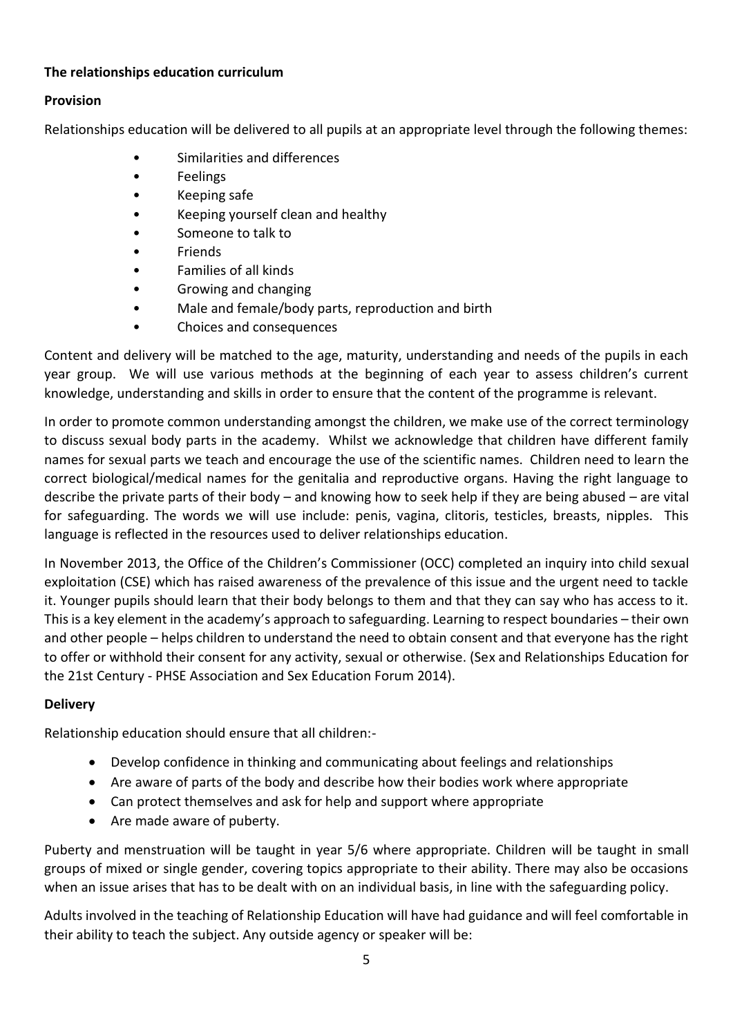**The relationships education curriculum**

**Provision**

Relationships education will be delivered to all pupils at an appropriate level through the following themes:

- Similarities and differences
- Feelings
- Keeping safe
- Keeping yourself clean and healthy
- Someone to talk to
- Friends
- Families of all kinds
- Growing and changing
- Male and female/body parts, reproduction and birth
- Choices and consequences

Content and delivery will be matched to the age, maturity, understanding and needs of the pupils in each year group. We will use various methods at the beginning of each year to assess children's current knowledge, understanding and skills in order to ensure that the content of the programme is relevant.

In order to promote common understanding amongst the children, we make use of the correct terminology to discuss sexual body parts in the academy. Whilst we acknowledge that children have different family names for sexual parts we teach and encourage the use of the scientific names. Children need to learn the correct biological/medical names for the genitalia and reproductive organs. Having the right language to describe the private parts of their body – and knowing how to seek help if they are being abused – are vital for safeguarding. The words we will use include: penis, vagina, clitoris, testicles, breasts, nipples. This language is reflected in the resources used to deliver relationships education.

In November 2013, the Office of the Children's Commissioner (OCC) completed an inquiry into child sexual exploitation (CSE) which has raised awareness of the prevalence of this issue and the urgent need to tackle it. Younger pupils should learn that their body belongs to them and that they can say who has access to it. This is a key element in the academy's approach to safeguarding. Learning to respect boundaries – their own and other people – helps children to understand the need to obtain consent and that everyone has the right to offer or withhold their consent for any activity, sexual or otherwise. (Sex and Relationships Education for the 21st Century - PHSE Association and Sex Education Forum 2014).

**Delivery**

Relationship education should ensure that all children:-

- Develop confidence in thinking and communicating about feelings and relationships
- Are aware of parts of the body and describe how their bodies work where appropriate
- Can protect themselves and ask for help and support where appropriate
- Are made aware of puberty.

Puberty and menstruation will be taught in year 5/6 where appropriate. Children will be taught in small groups of mixed or single gender, covering topics appropriate to their ability. There may also be occasions when an issue arises that has to be dealt with on an individual basis, in line with the safeguarding policy.

Adults involved in the teaching of Relationship Education will have had guidance and will feel comfortable in their ability to teach the subject. Any outside agency or speaker will be: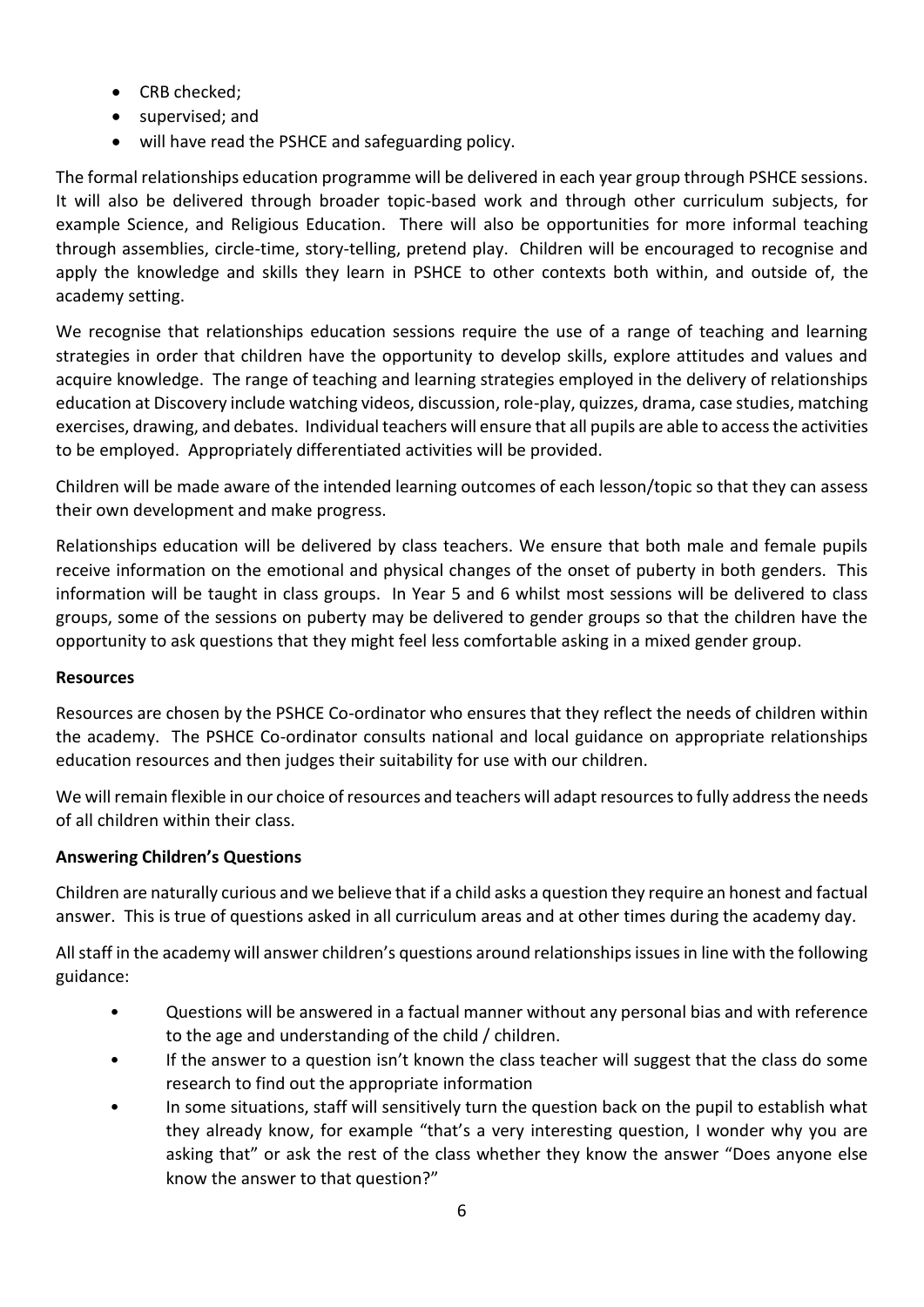- CRB checked;
- supervised; and
- will have read the PSHCE and safeguarding policy.

The formal relationships education programme will be delivered in each year group through PSHCE sessions. It will also be delivered through broader topic-based work and through other curriculum subjects, for example Science, and Religious Education. There will also be opportunities for more informal teaching through assemblies, circle-time, story-telling, pretend play. Children will be encouraged to recognise and apply the knowledge and skills they learn in PSHCE to other contexts both within, and outside of, the academy setting.

We recognise that relationships education sessions require the use of a range of teaching and learning strategies in order that children have the opportunity to develop skills, explore attitudes and values and acquire knowledge. The range of teaching and learning strategies employed in the delivery of relationships education at Discovery include watching videos, discussion, role-play, quizzes, drama, case studies, matching exercises, drawing, and debates. Individual teachers will ensure that all pupils are able to access the activities to be employed. Appropriately differentiated activities will be provided.

Children will be made aware of the intended learning outcomes of each lesson/topic so that they can assess their own development and make progress.

Relationships education will be delivered by class teachers. We ensure that both male and female pupils receive information on the emotional and physical changes of the onset of puberty in both genders. This information will be taught in class groups. In Year 5 and 6 whilst most sessions will be delivered to class groups, some of the sessions on puberty may be delivered to gender groups so that the children have the opportunity to ask questions that they might feel less comfortable asking in a mixed gender group.

**Resources**

Resources are chosen by the PSHCE Co-ordinator who ensures that they reflect the needs of children within the academy. The PSHCE Co-ordinator consults national and local guidance on appropriate relationships education resources and then judges their suitability for use with our children.

We will remain flexible in our choice of resources and teachers will adapt resources to fully address the needs of all children within their class.

**Answering Children's Questions**

Children are naturally curious and we believe that if a child asks a question they require an honest and factual answer. This is true of questions asked in all curriculum areas and at other times during the academy day.

All staff in the academy will answer children's questions around relationships issues in line with the following guidance:

- Questions will be answered in a factual manner without any personal bias and with reference to the age and understanding of the child / children.
- If the answer to a question isn't known the class teacher will suggest that the class do some research to find out the appropriate information
- In some situations, staff will sensitively turn the question back on the pupil to establish what they already know, for example "that's a very interesting question, I wonder why you are asking that" or ask the rest of the class whether they know the answer "Does anyone else know the answer to that question?"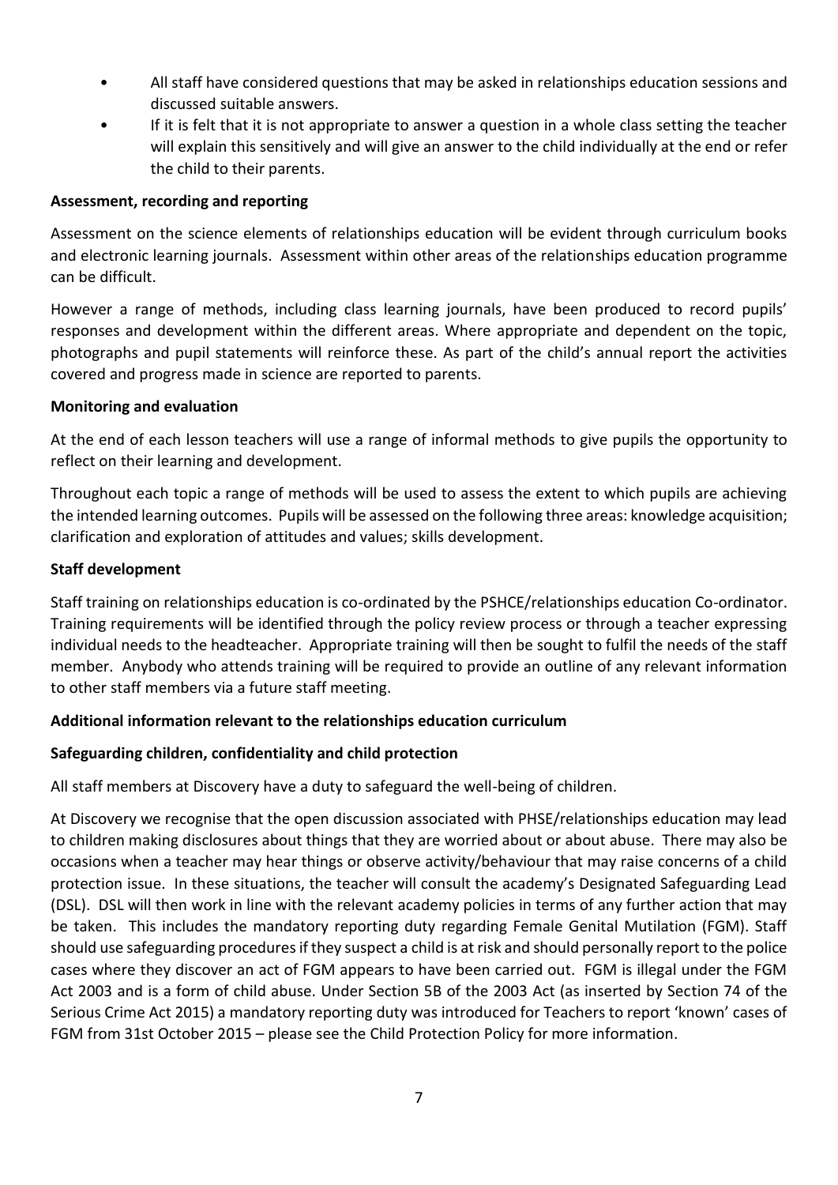- All staff have considered questions that may be asked in relationships education sessions and discussed suitable answers.
- If it is felt that it is not appropriate to answer a question in a whole class setting the teacher will explain this sensitively and will give an answer to the child individually at the end or refer the child to their parents.

**Assessment, recording and reporting**

Assessment on the science elements of relationships education will be evident through curriculum books and electronic learning journals. Assessment within other areas of the relationships education programme can be difficult.

However a range of methods, including class learning journals, have been produced to record pupils' responses and development within the different areas. Where appropriate and dependent on the topic, photographs and pupil statements will reinforce these. As part of the child's annual report the activities covered and progress made in science are reported to parents.

**Monitoring and evaluation**

At the end of each lesson teachers will use a range of informal methods to give pupils the opportunity to reflect on their learning and development.

Throughout each topic a range of methods will be used to assess the extent to which pupils are achieving the intended learning outcomes. Pupils will be assessed on the following three areas: knowledge acquisition; clarification and exploration of attitudes and values; skills development.

**Staff development**

Staff training on relationships education is co-ordinated by the PSHCE/relationships education Co-ordinator. Training requirements will be identified through the policy review process or through a teacher expressing individual needs to the headteacher. Appropriate training will then be sought to fulfil the needs of the staff member. Anybody who attends training will be required to provide an outline of any relevant information to other staff members via a future staff meeting.

**Additional information relevant to the relationships education curriculum**

**Safeguarding children, confidentiality and child protection**

All staff members at Discovery have a duty to safeguard the well-being of children.

At Discovery we recognise that the open discussion associated with PHSE/relationships education may lead to children making disclosures about things that they are worried about or about abuse. There may also be occasions when a teacher may hear things or observe activity/behaviour that may raise concerns of a child protection issue. In these situations, the teacher will consult the academy's Designated Safeguarding Lead (DSL). DSL will then work in line with the relevant academy policies in terms of any further action that may be taken. This includes the mandatory reporting duty regarding Female Genital Mutilation (FGM). Staff should use safeguarding procedures if they suspect a child is at risk and should personally report to the police cases where they discover an act of FGM appears to have been carried out. FGM is illegal under the FGM Act 2003 and is a form of child abuse. Under Section 5B of the 2003 Act (as inserted by Section 74 of the Serious Crime Act 2015) a mandatory reporting duty was introduced for Teachers to report 'known' cases of FGM from 31st October 2015 – please see the Child Protection Policy for more information.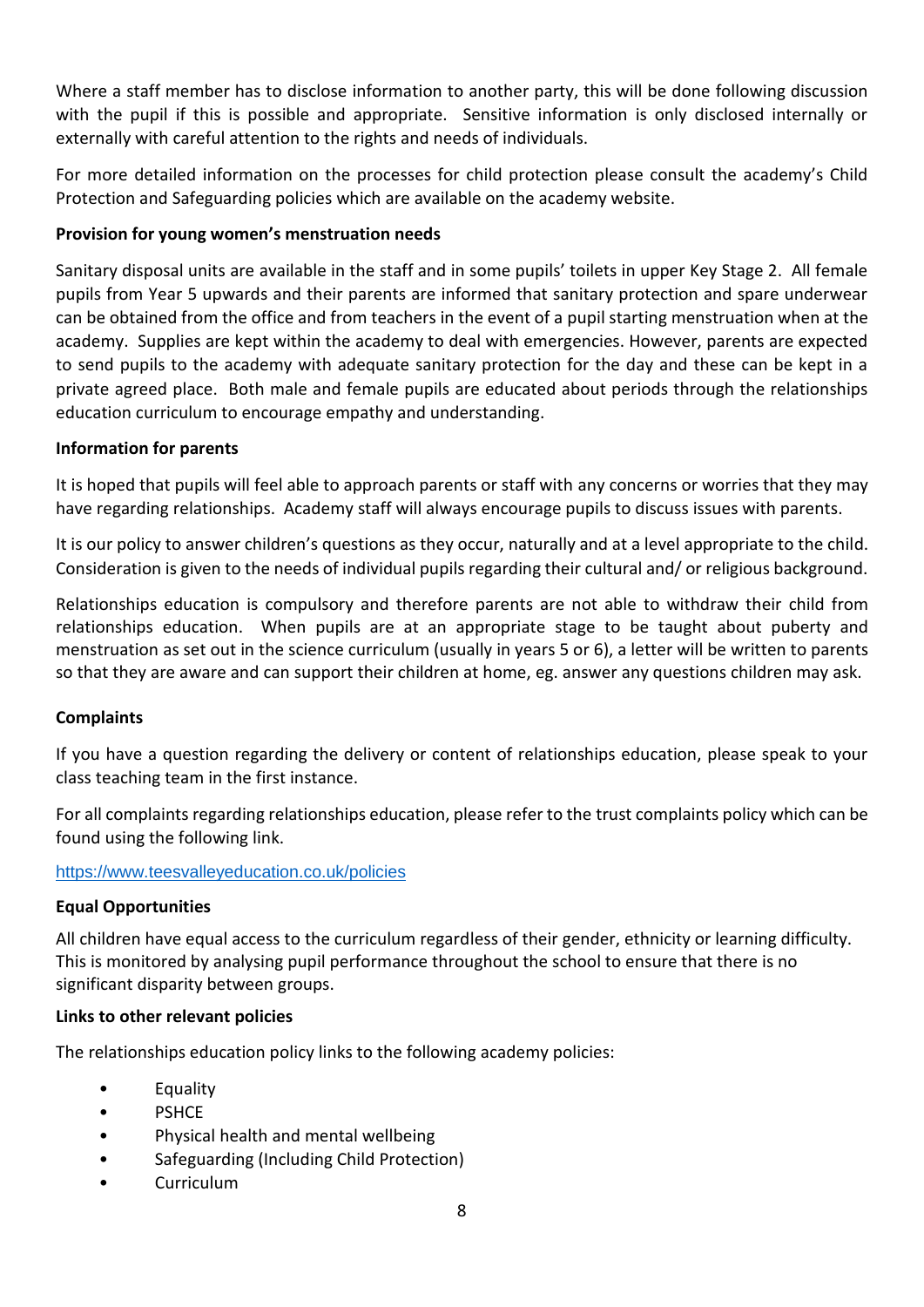Where a staff member has to disclose information to another party, this will be done following discussion with the pupil if this is possible and appropriate. Sensitive information is only disclosed internally or externally with careful attention to the rights and needs of individuals.

For more detailed information on the processes for child protection please consult the academy's Child Protection and Safeguarding policies which are available on the academy website.

**Provision for young women's menstruation needs**

Sanitary disposal units are available in the staff and in some pupils' toilets in upper Key Stage 2. All female pupils from Year 5 upwards and their parents are informed that sanitary protection and spare underwear can be obtained from the office and from teachers in the event of a pupil starting menstruation when at the academy. Supplies are kept within the academy to deal with emergencies. However, parents are expected to send pupils to the academy with adequate sanitary protection for the day and these can be kept in a private agreed place. Both male and female pupils are educated about periods through the relationships education curriculum to encourage empathy and understanding.

**Information for parents**

It is hoped that pupils will feel able to approach parents or staff with any concerns or worries that they may have regarding relationships. Academy staff will always encourage pupils to discuss issues with parents.

It is our policy to answer children's questions as they occur, naturally and at a level appropriate to the child. Consideration is given to the needs of individual pupils regarding their cultural and/ or religious background.

Relationships education is compulsory and therefore parents are not able to withdraw their child from relationships education. When pupils are at an appropriate stage to be taught about puberty and menstruation as set out in the science curriculum (usually in years 5 or 6), a letter will be written to parents so that they are aware and can support their children at home, eg. answer any questions children may ask.

**Complaints**

If you have a question regarding the delivery or content of relationships education, please speak to your class teaching team in the first instance.

For all complaints regarding relationships education, please refer to the trust complaints policy which can be found using the following link.

https://www.teesvalleyeducation.co.uk/policies

**Equal Opportunities**

All children have equal access to the curriculum regardless of their gender, ethnicity or learning difficulty. This is monitored by analysing pupil performance throughout the school to ensure that there is no significant disparity between groups.

**Links to other relevant policies**

The relationships education policy links to the following academy policies:

- Equality
- PSHCE
- Physical health and mental wellbeing
- Safeguarding (Including Child Protection)
- Curriculum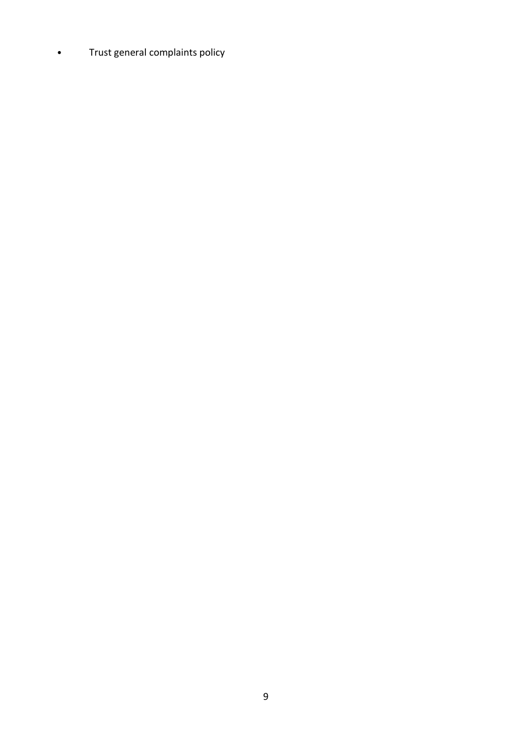- Trust general complaints policy